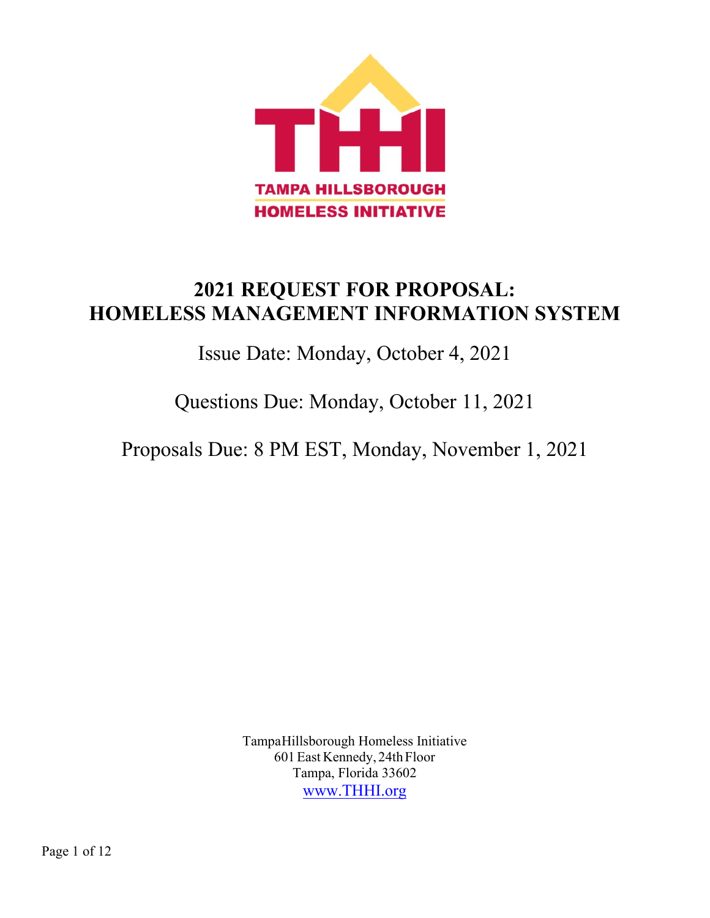TAMPA HILLSBOROUGH HOMELESS INITIATIVE

# 2021 REQUEST FOR PROPOSAL: HOMELESS MANAGEMENT INFORMATION SYSTEM

Issue Date: Monday, October 4, 2021

Questions Due: Monday, October 11, 2021

Proposals Due: 8 PM EST, Monday, November 1, 2021

Tampa Hillsborough Homeless Initiative
601 East Kennedy, 24th Floor
Tampa, Florida 33602
www.THHI.org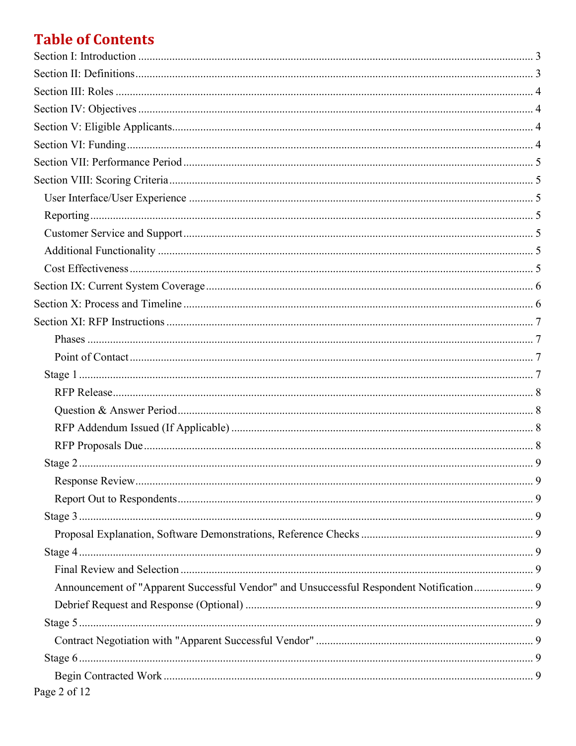# Table of Contents

Section I: Introduction ........ 3
Section II: Definitions ........ 3
Section III: Roles ........ 4
Section IV: Objectives ........ 4
Section V: Eligible Applicants ........ 4
Section VI: Funding ........ 4
Section VII: Performance Period ........ 5
Section VIII: Scoring Criteria ........ 5
- User Interface/User Experience ........ 5
- Reporting ........ 5
- Customer Service and Support ........ 5
- Additional Functionality ........ 5
- Cost Effectiveness ........ 5

Section IX: Current System Coverage ........ 6
Section X: Process and Timeline ........ 6
Section XI: RFP Instructions ........ 7
- Phases ........ 7
- Point of Contact ........ 7
- Stage 1 ........ 7
  - RFP Release ........ 8
  - Question & Answer Period ........ 8
  - RFP Addendum Issued (If Applicable) ........ 8
  - RFP Proposals Due ........ 8
- Stage 2 ........ 9
  - Response Review ........ 9
  - Report Out to Respondents ........ 9
- Stage 3 ........ 9
  - Proposal Explanation, Software Demonstrations, Reference Checks ........ 9
- Stage 4 ........ 9
  - Final Review and Selection ........ 9
  - Announcement of "Apparent Successful Vendor" and Unsuccessful Respondent Notification ........ 9
  - Debrief Request and Response (Optional) ........ 9
- Stage 5 ........ 9
  - Contract Negotiation with "Apparent Successful Vendor" ........ 9
- Stage 6 ........ 9
  - Begin Contracted Work ........ 9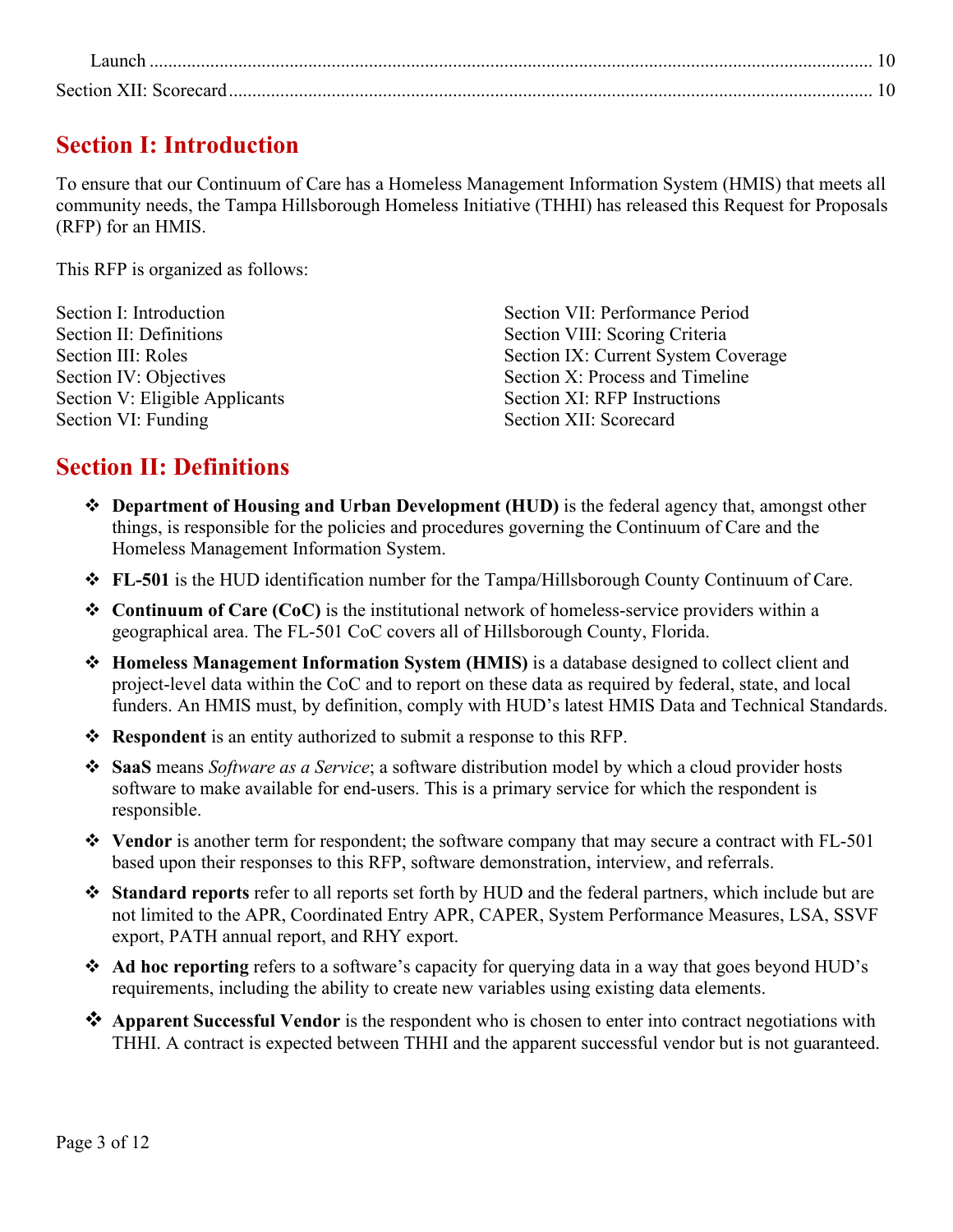Launch .......... 10
Section XII: Scorecard .......... 10

## Section I: Introduction

To ensure that our Continuum of Care has a Homeless Management Information System (HMIS) that meets all community needs, the Tampa Hillsborough Homeless Initiative (THHI) has released this Request for Proposals (RFP) for an HMIS.

This RFP is organized as follows:

Section I: Introduction
Section II: Definitions
Section III: Roles
Section IV: Objectives
Section V: Eligible Applicants
Section VI: Funding
Section VII: Performance Period
Section VIII: Scoring Criteria
Section IX: Current System Coverage
Section X: Process and Timeline
Section XI: RFP Instructions
Section XII: Scorecard

## Section II: Definitions

- **Department of Housing and Urban Development (HUD)** is the federal agency that, amongst other things, is responsible for the policies and procedures governing the Continuum of Care and the Homeless Management Information System.
- **FL-501** is the HUD identification number for the Tampa/Hillsborough County Continuum of Care.
- **Continuum of Care (CoC)** is the institutional network of homeless-service providers within a geographical area. The FL-501 CoC covers all of Hillsborough County, Florida.
- **Homeless Management Information System (HMIS)** is a database designed to collect client and project-level data within the CoC and to report on these data as required by federal, state, and local funders. An HMIS must, by definition, comply with HUD's latest HMIS Data and Technical Standards.
- **Respondent** is an entity authorized to submit a response to this RFP.
- **SaaS** means *Software as a Service*; a software distribution model by which a cloud provider hosts software to make available for end-users. This is a primary service for which the respondent is responsible.
- **Vendor** is another term for respondent; the software company that may secure a contract with FL-501 based upon their responses to this RFP, software demonstration, interview, and referrals.
- **Standard reports** refer to all reports set forth by HUD and the federal partners, which include but are not limited to the APR, Coordinated Entry APR, CAPER, System Performance Measures, LSA, SSVF export, PATH annual report, and RHY export.
- **Ad hoc reporting** refers to a software's capacity for querying data in a way that goes beyond HUD's requirements, including the ability to create new variables using existing data elements.
- **Apparent Successful Vendor** is the respondent who is chosen to enter into contract negotiations with THHI. A contract is expected between THHI and the apparent successful vendor but is not guaranteed.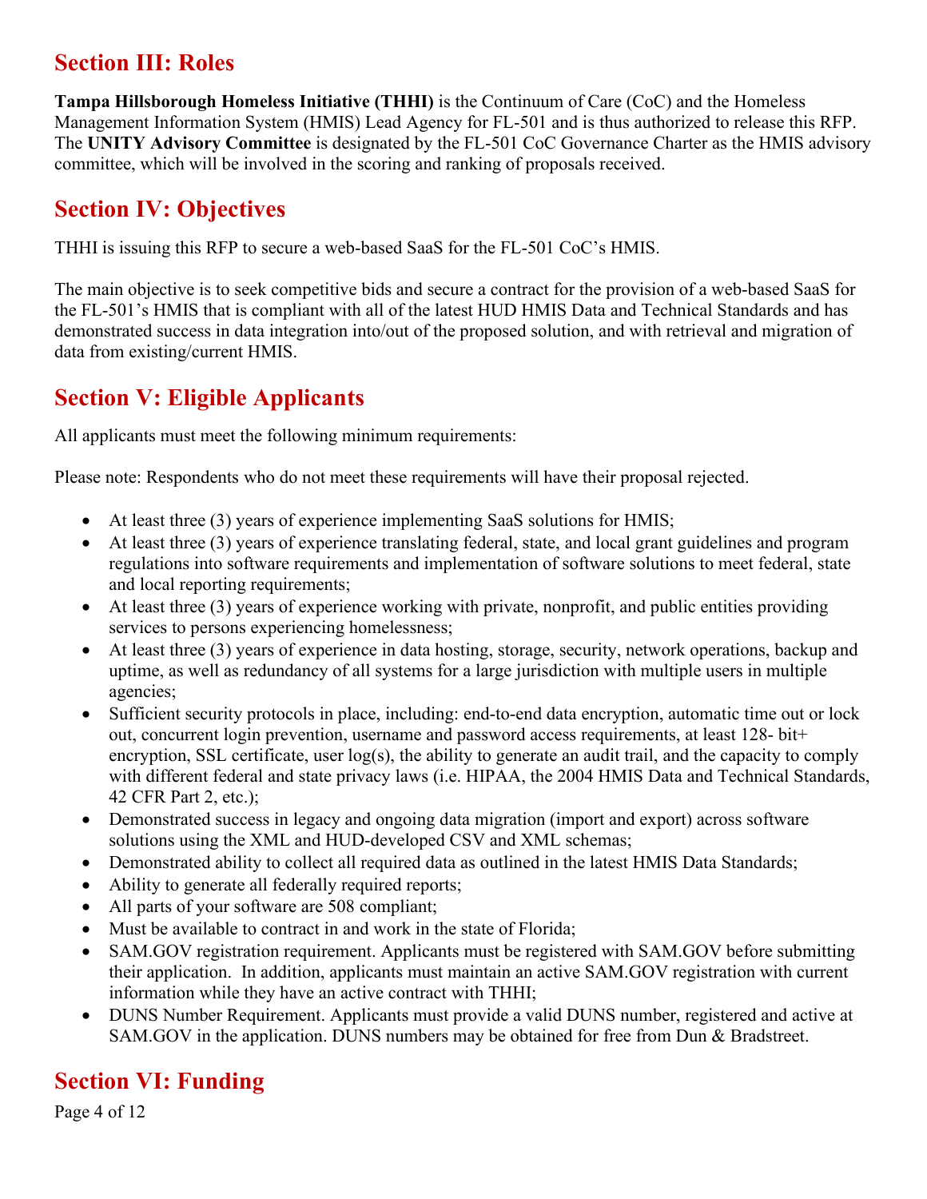## Section III: Roles

**Tampa Hillsborough Homeless Initiative (THHI)** is the Continuum of Care (CoC) and the Homeless Management Information System (HMIS) Lead Agency for FL-501 and is thus authorized to release this RFP. The **UNITY Advisory Committee** is designated by the FL-501 CoC Governance Charter as the HMIS advisory committee, which will be involved in the scoring and ranking of proposals received.

## Section IV: Objectives

THHI is issuing this RFP to secure a web-based SaaS for the FL-501 CoC's HMIS.

The main objective is to seek competitive bids and secure a contract for the provision of a web-based SaaS for the FL-501's HMIS that is compliant with all of the latest HUD HMIS Data and Technical Standards and has demonstrated success in data integration into/out of the proposed solution, and with retrieval and migration of data from existing/current HMIS.

## Section V: Eligible Applicants

All applicants must meet the following minimum requirements:

Please note: Respondents who do not meet these requirements will have their proposal rejected.

- At least three (3) years of experience implementing SaaS solutions for HMIS;
- At least three (3) years of experience translating federal, state, and local grant guidelines and program regulations into software requirements and implementation of software solutions to meet federal, state and local reporting requirements;
- At least three (3) years of experience working with private, nonprofit, and public entities providing services to persons experiencing homelessness;
- At least three (3) years of experience in data hosting, storage, security, network operations, backup and uptime, as well as redundancy of all systems for a large jurisdiction with multiple users in multiple agencies;
- Sufficient security protocols in place, including: end-to-end data encryption, automatic time out or lock out, concurrent login prevention, username and password access requirements, at least 128- bit+ encryption, SSL certificate, user log(s), the ability to generate an audit trail, and the capacity to comply with different federal and state privacy laws (i.e. HIPAA, the 2004 HMIS Data and Technical Standards, 42 CFR Part 2, etc.);
- Demonstrated success in legacy and ongoing data migration (import and export) across software solutions using the XML and HUD-developed CSV and XML schemas;
- Demonstrated ability to collect all required data as outlined in the latest HMIS Data Standards;
- Ability to generate all federally required reports;
- All parts of your software are 508 compliant;
- Must be available to contract in and work in the state of Florida;
- SAM.GOV registration requirement. Applicants must be registered with SAM.GOV before submitting their application. In addition, applicants must maintain an active SAM.GOV registration with current information while they have an active contract with THHI;
- DUNS Number Requirement. Applicants must provide a valid DUNS number, registered and active at SAM.GOV in the application. DUNS numbers may be obtained for free from Dun & Bradstreet.

## Section VI: Funding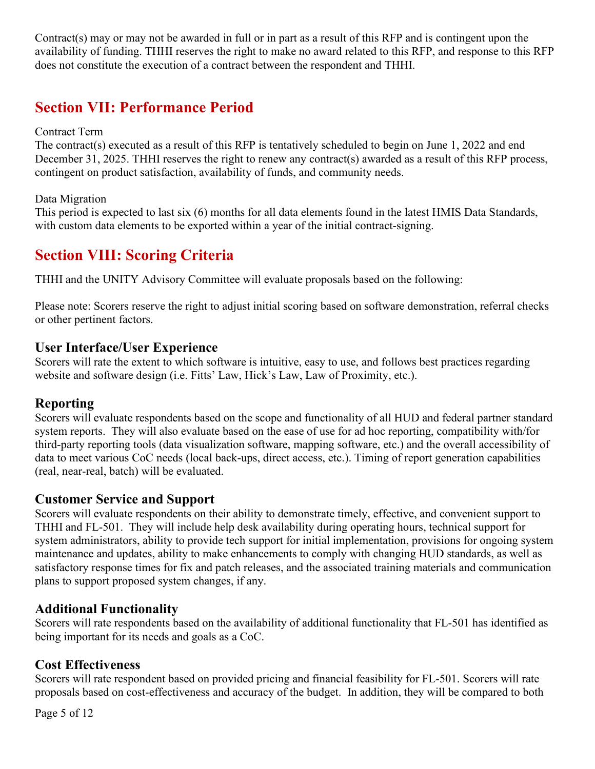Contract(s) may or may not be awarded in full or in part as a result of this RFP and is contingent upon the availability of funding. THHI reserves the right to make no award related to this RFP, and response to this RFP does not constitute the execution of a contract between the respondent and THHI.

## Section VII: Performance Period

Contract Term
The contract(s) executed as a result of this RFP is tentatively scheduled to begin on June 1, 2022 and end December 31, 2025. THHI reserves the right to renew any contract(s) awarded as a result of this RFP process, contingent on product satisfaction, availability of funds, and community needs.

Data Migration
This period is expected to last six (6) months for all data elements found in the latest HMIS Data Standards, with custom data elements to be exported within a year of the initial contract-signing.

## Section VIII: Scoring Criteria

THHI and the UNITY Advisory Committee will evaluate proposals based on the following:

Please note: Scorers reserve the right to adjust initial scoring based on software demonstration, referral checks or other pertinent factors.

### User Interface/User Experience

Scorers will rate the extent to which software is intuitive, easy to use, and follows best practices regarding website and software design (i.e. Fitts' Law, Hick's Law, Law of Proximity, etc.).

### Reporting

Scorers will evaluate respondents based on the scope and functionality of all HUD and federal partner standard system reports. They will also evaluate based on the ease of use for ad hoc reporting, compatibility with/for third-party reporting tools (data visualization software, mapping software, etc.) and the overall accessibility of data to meet various CoC needs (local back-ups, direct access, etc.). Timing of report generation capabilities (real, near-real, batch) will be evaluated.

### Customer Service and Support

Scorers will evaluate respondents on their ability to demonstrate timely, effective, and convenient support to THHI and FL-501. They will include help desk availability during operating hours, technical support for system administrators, ability to provide tech support for initial implementation, provisions for ongoing system maintenance and updates, ability to make enhancements to comply with changing HUD standards, as well as satisfactory response times for fix and patch releases, and the associated training materials and communication plans to support proposed system changes, if any.

### Additional Functionality

Scorers will rate respondents based on the availability of additional functionality that FL-501 has identified as being important for its needs and goals as a CoC.

### Cost Effectiveness

Scorers will rate respondent based on provided pricing and financial feasibility for FL-501. Scorers will rate proposals based on cost-effectiveness and accuracy of the budget. In addition, they will be compared to both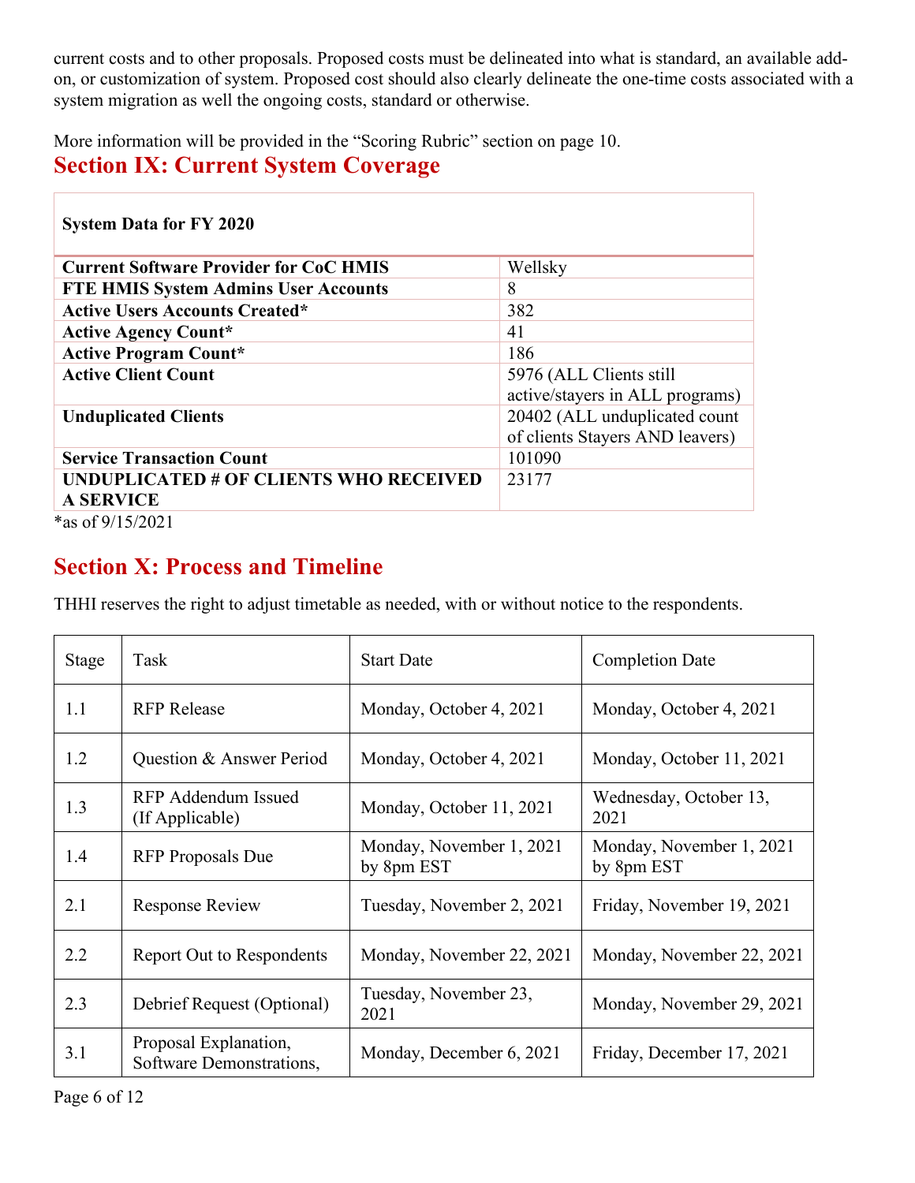current costs and to other proposals. Proposed costs must be delineated into what is standard, an available add-on, or customization of system. Proposed cost should also clearly delineate the one-time costs associated with a system migration as well the ongoing costs, standard or otherwise.

More information will be provided in the "Scoring Rubric" section on page 10.

## Section IX: Current System Coverage

| **System Data for FY 2020** | |
|---|---|
| **Current Software Provider for CoC HMIS** | Wellsky |
| **FTE HMIS System Admins User Accounts** | 8 |
| **Active Users Accounts Created*** | 382 |
| **Active Agency Count*** | 41 |
| **Active Program Count*** | 186 |
| **Active Client Count** | 5976 (ALL Clients still active/stayers in ALL programs) |
| **Unduplicated Clients** | 20402 (ALL unduplicated count of clients Stayers AND leavers) |
| **Service Transaction Count** | 101090 |
| **UNDUPLICATED # OF CLIENTS WHO RECEIVED A SERVICE** | 23177 |

*as of 9/15/2021

## Section X: Process and Timeline

THHI reserves the right to adjust timetable as needed, with or without notice to the respondents.

| Stage | Task | Start Date | Completion Date |
|---|---|---|---|
| 1.1 | RFP Release | Monday, October 4, 2021 | Monday, October 4, 2021 |
| 1.2 | Question & Answer Period | Monday, October 4, 2021 | Monday, October 11, 2021 |
| 1.3 | RFP Addendum Issued (If Applicable) | Monday, October 11, 2021 | Wednesday, October 13, 2021 |
| 1.4 | RFP Proposals Due | Monday, November 1, 2021 by 8pm EST | Monday, November 1, 2021 by 8pm EST |
| 2.1 | Response Review | Tuesday, November 2, 2021 | Friday, November 19, 2021 |
| 2.2 | Report Out to Respondents | Monday, November 22, 2021 | Monday, November 22, 2021 |
| 2.3 | Debrief Request (Optional) | Tuesday, November 23, 2021 | Monday, November 29, 2021 |
| 3.1 | Proposal Explanation, Software Demonstrations, | Monday, December 6, 2021 | Friday, December 17, 2021 |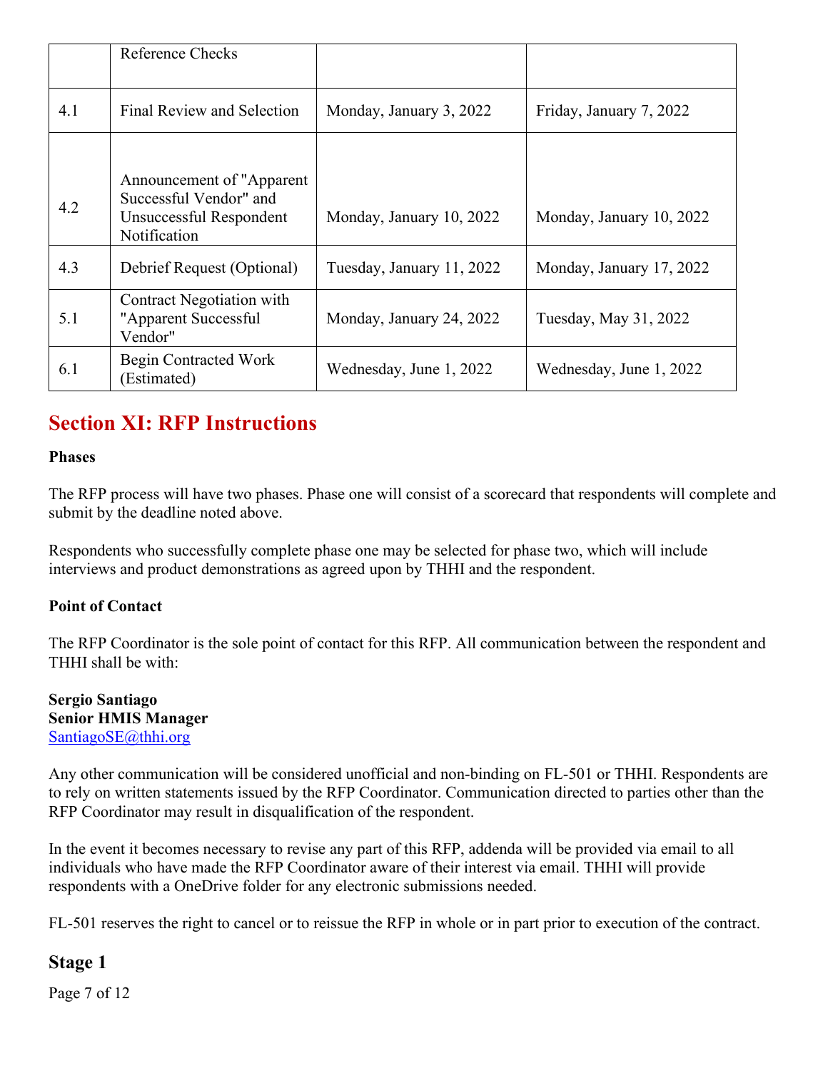|  |  |  |  |
|---|---|---|---|
|  | Reference Checks |  |  |
| 4.1 | Final Review and Selection | Monday, January 3, 2022 | Friday, January 7, 2022 |
| 4.2 | Announcement of "Apparent Successful Vendor" and Unsuccessful Respondent Notification | Monday, January 10, 2022 | Monday, January 10, 2022 |
| 4.3 | Debrief Request (Optional) | Tuesday, January 11, 2022 | Monday, January 17, 2022 |
| 5.1 | Contract Negotiation with "Apparent Successful Vendor" | Monday, January 24, 2022 | Tuesday, May 31, 2022 |
| 6.1 | Begin Contracted Work (Estimated) | Wednesday, June 1, 2022 | Wednesday, June 1, 2022 |

## Section XI: RFP Instructions

**Phases**

The RFP process will have two phases. Phase one will consist of a scorecard that respondents will complete and submit by the deadline noted above.

Respondents who successfully complete phase one may be selected for phase two, which will include interviews and product demonstrations as agreed upon by THHI and the respondent.

**Point of Contact**

The RFP Coordinator is the sole point of contact for this RFP. All communication between the respondent and THHI shall be with:

**Sergio Santiago**
**Senior HMIS Manager**
SantiagoSE@thhi.org

Any other communication will be considered unofficial and non-binding on FL-501 or THHI. Respondents are to rely on written statements issued by the RFP Coordinator. Communication directed to parties other than the RFP Coordinator may result in disqualification of the respondent.

In the event it becomes necessary to revise any part of this RFP, addenda will be provided via email to all individuals who have made the RFP Coordinator aware of their interest via email. THHI will provide respondents with a OneDrive folder for any electronic submissions needed.

FL-501 reserves the right to cancel or to reissue the RFP in whole or in part prior to execution of the contract.

### Stage 1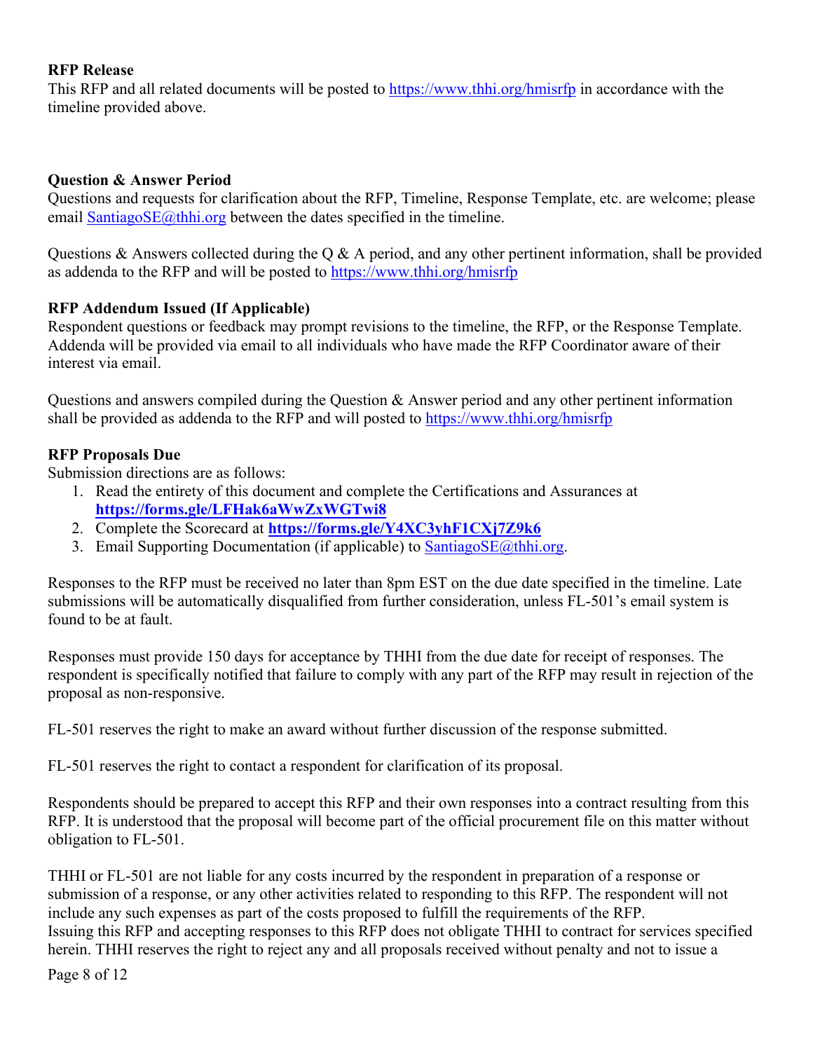**RFP Release**

This RFP and all related documents will be posted to https://www.thhi.org/hmisrfp in accordance with the timeline provided above.

**Question & Answer Period**

Questions and requests for clarification about the RFP, Timeline, Response Template, etc. are welcome; please email SantiagoSE@thhi.org between the dates specified in the timeline.

Questions & Answers collected during the Q & A period, and any other pertinent information, shall be provided as addenda to the RFP and will be posted to https://www.thhi.org/hmisrfp

**RFP Addendum Issued (If Applicable)**

Respondent questions or feedback may prompt revisions to the timeline, the RFP, or the Response Template. Addenda will be provided via email to all individuals who have made the RFP Coordinator aware of their interest via email.

Questions and answers compiled during the Question & Answer period and any other pertinent information shall be provided as addenda to the RFP and will posted to https://www.thhi.org/hmisrfp

**RFP Proposals Due**

Submission directions are as follows:

1. Read the entirety of this document and complete the Certifications and Assurances at **https://forms.gle/LFHak6aWwZxWGTwi8**
2. Complete the Scorecard at **https://forms.gle/Y4XC3yhF1CXj7Z9k6**
3. Email Supporting Documentation (if applicable) to SantiagoSE@thhi.org.

Responses to the RFP must be received no later than 8pm EST on the due date specified in the timeline. Late submissions will be automatically disqualified from further consideration, unless FL-501's email system is found to be at fault.

Responses must provide 150 days for acceptance by THHI from the due date for receipt of responses. The respondent is specifically notified that failure to comply with any part of the RFP may result in rejection of the proposal as non-responsive.

FL-501 reserves the right to make an award without further discussion of the response submitted.

FL-501 reserves the right to contact a respondent for clarification of its proposal.

Respondents should be prepared to accept this RFP and their own responses into a contract resulting from this RFP. It is understood that the proposal will become part of the official procurement file on this matter without obligation to FL-501.

THHI or FL-501 are not liable for any costs incurred by the respondent in preparation of a response or submission of a response, or any other activities related to responding to this RFP. The respondent will not include any such expenses as part of the costs proposed to fulfill the requirements of the RFP.
Issuing this RFP and accepting responses to this RFP does not obligate THHI to contract for services specified herein. THHI reserves the right to reject any and all proposals received without penalty and not to issue a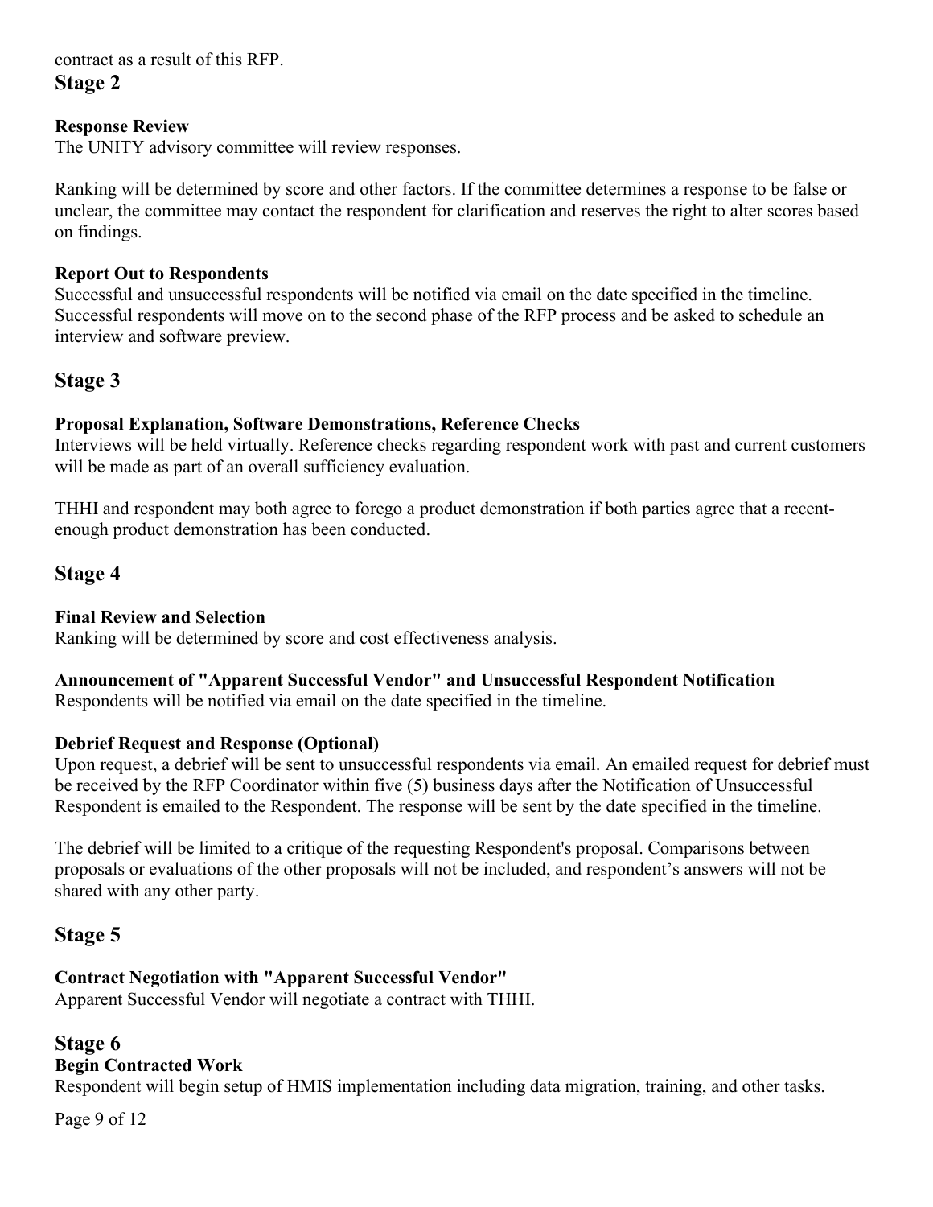contract as a result of this RFP.

## Stage 2

**Response Review**

The UNITY advisory committee will review responses.

Ranking will be determined by score and other factors. If the committee determines a response to be false or unclear, the committee may contact the respondent for clarification and reserves the right to alter scores based on findings.

**Report Out to Respondents**

Successful and unsuccessful respondents will be notified via email on the date specified in the timeline. Successful respondents will move on to the second phase of the RFP process and be asked to schedule an interview and software preview.

## Stage 3

**Proposal Explanation, Software Demonstrations, Reference Checks**

Interviews will be held virtually. Reference checks regarding respondent work with past and current customers will be made as part of an overall sufficiency evaluation.

THHI and respondent may both agree to forego a product demonstration if both parties agree that a recent-enough product demonstration has been conducted.

## Stage 4

**Final Review and Selection**

Ranking will be determined by score and cost effectiveness analysis.

**Announcement of "Apparent Successful Vendor" and Unsuccessful Respondent Notification**

Respondents will be notified via email on the date specified in the timeline.

**Debrief Request and Response (Optional)**

Upon request, a debrief will be sent to unsuccessful respondents via email. An emailed request for debrief must be received by the RFP Coordinator within five (5) business days after the Notification of Unsuccessful Respondent is emailed to the Respondent. The response will be sent by the date specified in the timeline.

The debrief will be limited to a critique of the requesting Respondent's proposal. Comparisons between proposals or evaluations of the other proposals will not be included, and respondent's answers will not be shared with any other party.

## Stage 5

**Contract Negotiation with "Apparent Successful Vendor"**

Apparent Successful Vendor will negotiate a contract with THHI.

## Stage 6

**Begin Contracted Work**

Respondent will begin setup of HMIS implementation including data migration, training, and other tasks.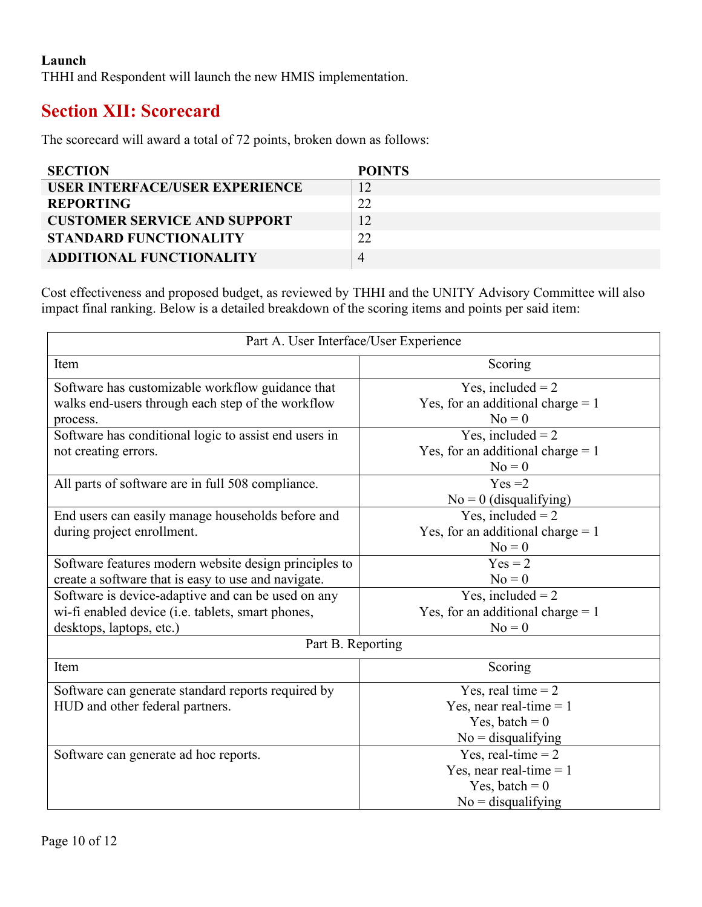**Launch**
THHI and Respondent will launch the new HMIS implementation.

## Section XII: Scorecard

The scorecard will award a total of 72 points, broken down as follows:

| SECTION | POINTS |
|---|---|
| **USER INTERFACE/USER EXPERIENCE** | 12 |
| **REPORTING** | 22 |
| **CUSTOMER SERVICE AND SUPPORT** | 12 |
| **STANDARD FUNCTIONALITY** | 22 |
| **ADDITIONAL FUNCTIONALITY** | 4 |

Cost effectiveness and proposed budget, as reviewed by THHI and the UNITY Advisory Committee will also impact final ranking. Below is a detailed breakdown of the scoring items and points per said item:

| Part A. User Interface/User Experience | |
|---|---|
| Item | Scoring |
| Software has customizable workflow guidance that walks end-users through each step of the workflow process. | Yes, included = 2<br>Yes, for an additional charge = 1<br>No = 0 |
| Software has conditional logic to assist end users in not creating errors. | Yes, included = 2<br>Yes, for an additional charge = 1<br>No = 0 |
| All parts of software are in full 508 compliance. | Yes =2<br>No = 0 (disqualifying) |
| End users can easily manage households before and during project enrollment. | Yes, included = 2<br>Yes, for an additional charge = 1<br>No = 0 |
| Software features modern website design principles to create a software that is easy to use and navigate. | Yes = 2<br>No = 0 |
| Software is device-adaptive and can be used on any wi-fi enabled device (i.e. tablets, smart phones, desktops, laptops, etc.) | Yes, included = 2<br>Yes, for an additional charge = 1<br>No = 0 |
| **Part B. Reporting** | |
| Item | Scoring |
| Software can generate standard reports required by HUD and other federal partners. | Yes, real time = 2<br>Yes, near real-time = 1<br>Yes, batch = 0<br>No = disqualifying |
| Software can generate ad hoc reports. | Yes, real-time = 2<br>Yes, near real-time = 1<br>Yes, batch = 0<br>No = disqualifying |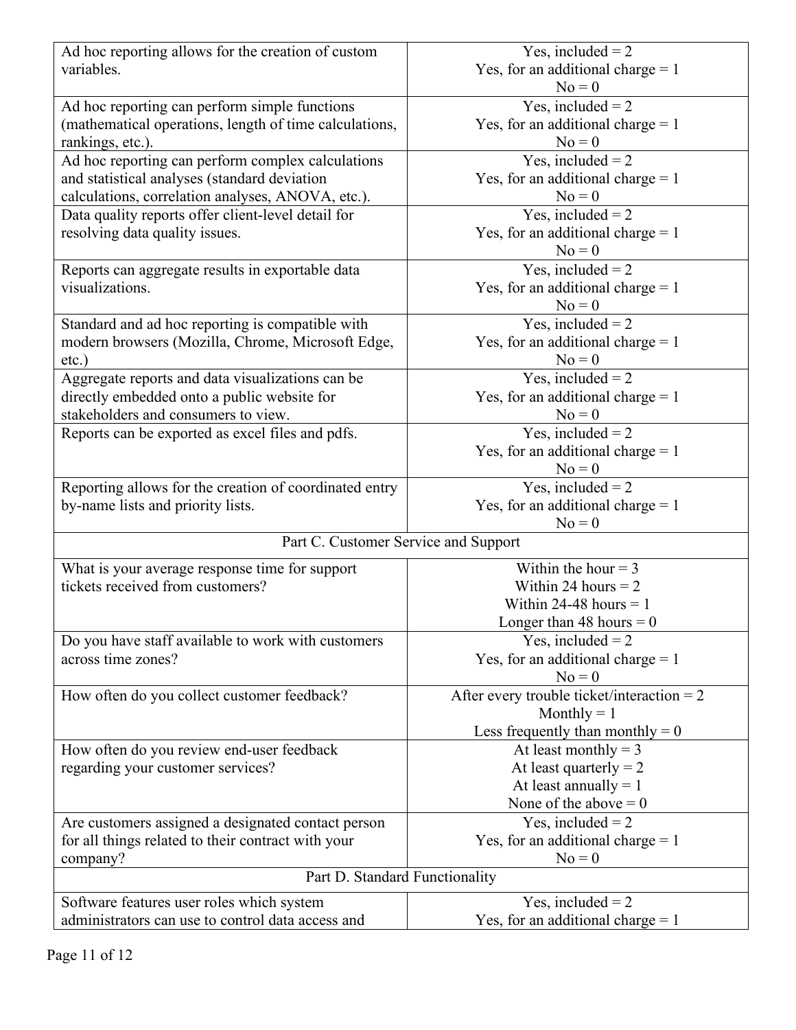| | |
|---|---|
| Ad hoc reporting allows for the creation of custom variables. | Yes, included = 2<br>Yes, for an additional charge = 1<br>No = 0 |
| Ad hoc reporting can perform simple functions (mathematical operations, length of time calculations, rankings, etc.). | Yes, included = 2<br>Yes, for an additional charge = 1<br>No = 0 |
| Ad hoc reporting can perform complex calculations and statistical analyses (standard deviation calculations, correlation analyses, ANOVA, etc.). | Yes, included = 2<br>Yes, for an additional charge = 1<br>No = 0 |
| Data quality reports offer client-level detail for resolving data quality issues. | Yes, included = 2<br>Yes, for an additional charge = 1<br>No = 0 |
| Reports can aggregate results in exportable data visualizations. | Yes, included = 2<br>Yes, for an additional charge = 1<br>No = 0 |
| Standard and ad hoc reporting is compatible with modern browsers (Mozilla, Chrome, Microsoft Edge, etc.) | Yes, included = 2<br>Yes, for an additional charge = 1<br>No = 0 |
| Aggregate reports and data visualizations can be directly embedded onto a public website for stakeholders and consumers to view. | Yes, included = 2<br>Yes, for an additional charge = 1<br>No = 0 |
| Reports can be exported as excel files and pdfs. | Yes, included = 2<br>Yes, for an additional charge = 1<br>No = 0 |
| Reporting allows for the creation of coordinated entry by-name lists and priority lists. | Yes, included = 2<br>Yes, for an additional charge = 1<br>No = 0 |
| **Part C. Customer Service and Support** | |
| What is your average response time for support tickets received from customers? | Within the hour = 3<br>Within 24 hours = 2<br>Within 24-48 hours = 1<br>Longer than 48 hours = 0 |
| Do you have staff available to work with customers across time zones? | Yes, included = 2<br>Yes, for an additional charge = 1<br>No = 0 |
| How often do you collect customer feedback? | After every trouble ticket/interaction = 2<br>Monthly = 1<br>Less frequently than monthly = 0 |
| How often do you review end-user feedback regarding your customer services? | At least monthly = 3<br>At least quarterly = 2<br>At least annually = 1<br>None of the above = 0 |
| Are customers assigned a designated contact person for all things related to their contract with your company? | Yes, included = 2<br>Yes, for an additional charge = 1<br>No = 0 |
| **Part D. Standard Functionality** | |
| Software features user roles which system administrators can use to control data access and | Yes, included = 2<br>Yes, for an additional charge = 1 |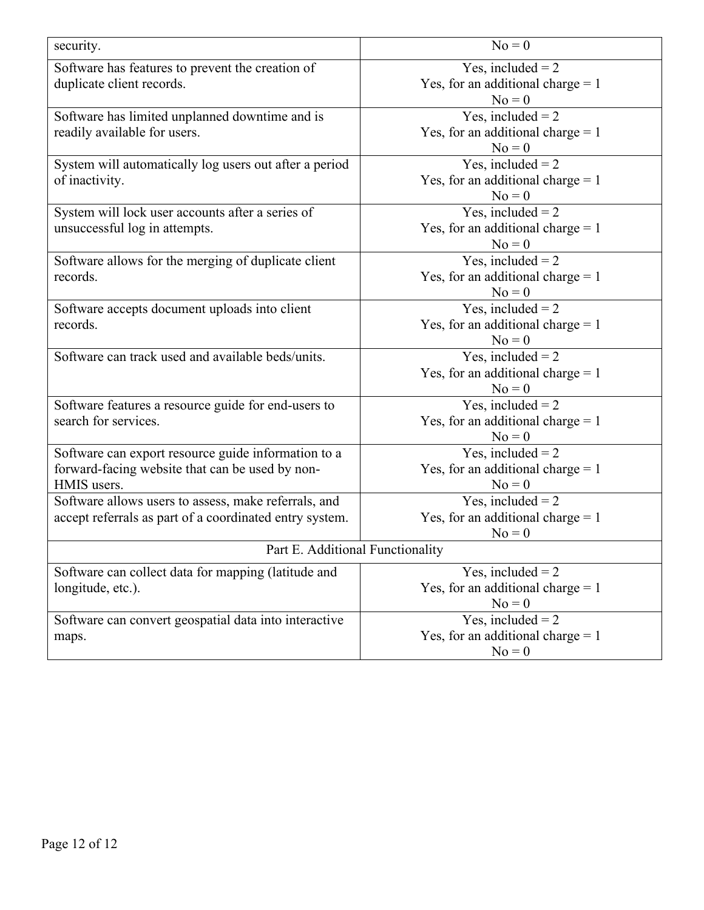| | |
|---|---|
| security. | No = 0 |
| Software has features to prevent the creation of duplicate client records. | Yes, included = 2<br>Yes, for an additional charge = 1<br>No = 0 |
| Software has limited unplanned downtime and is readily available for users. | Yes, included = 2<br>Yes, for an additional charge = 1<br>No = 0 |
| System will automatically log users out after a period of inactivity. | Yes, included = 2<br>Yes, for an additional charge = 1<br>No = 0 |
| System will lock user accounts after a series of unsuccessful log in attempts. | Yes, included = 2<br>Yes, for an additional charge = 1<br>No = 0 |
| Software allows for the merging of duplicate client records. | Yes, included = 2<br>Yes, for an additional charge = 1<br>No = 0 |
| Software accepts document uploads into client records. | Yes, included = 2<br>Yes, for an additional charge = 1<br>No = 0 |
| Software can track used and available beds/units. | Yes, included = 2<br>Yes, for an additional charge = 1<br>No = 0 |
| Software features a resource guide for end-users to search for services. | Yes, included = 2<br>Yes, for an additional charge = 1<br>No = 0 |
| Software can export resource guide information to a forward-facing website that can be used by non-HMIS users. | Yes, included = 2<br>Yes, for an additional charge = 1<br>No = 0 |
| Software allows users to assess, make referrals, and accept referrals as part of a coordinated entry system. | Yes, included = 2<br>Yes, for an additional charge = 1<br>No = 0 |
| Part E. Additional Functionality | |
| Software can collect data for mapping (latitude and longitude, etc.). | Yes, included = 2<br>Yes, for an additional charge = 1<br>No = 0 |
| Software can convert geospatial data into interactive maps. | Yes, included = 2<br>Yes, for an additional charge = 1<br>No = 0 |